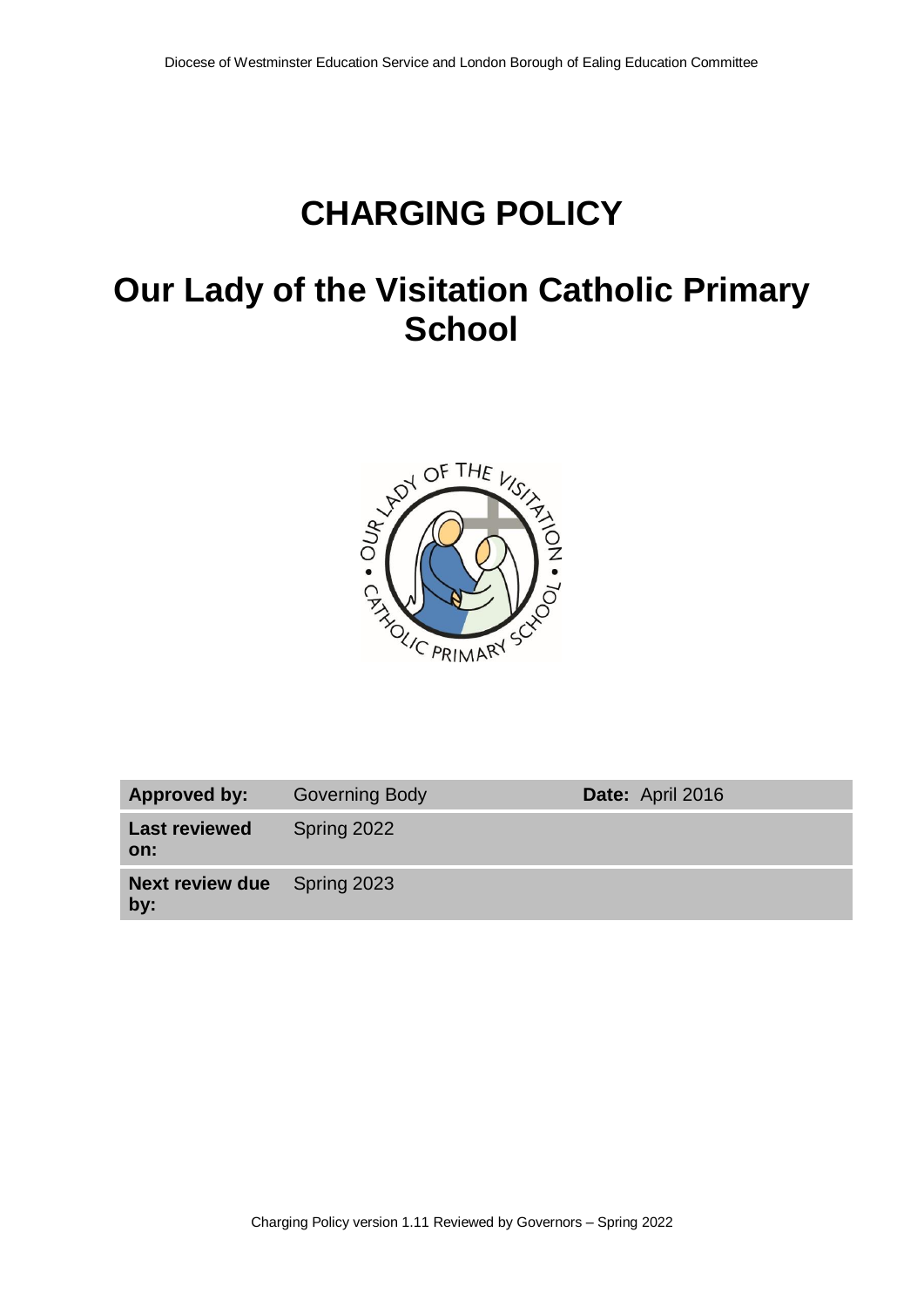# CHARGING POLICY

# Our Lady of the Visitation Catholic Primary School

| Approved by: | Governing Body | Date: April 2016 |
|---|---|---|
| Last reviewed on: | Spring 2022 | |
| Next review due by: | Spring 2023 | |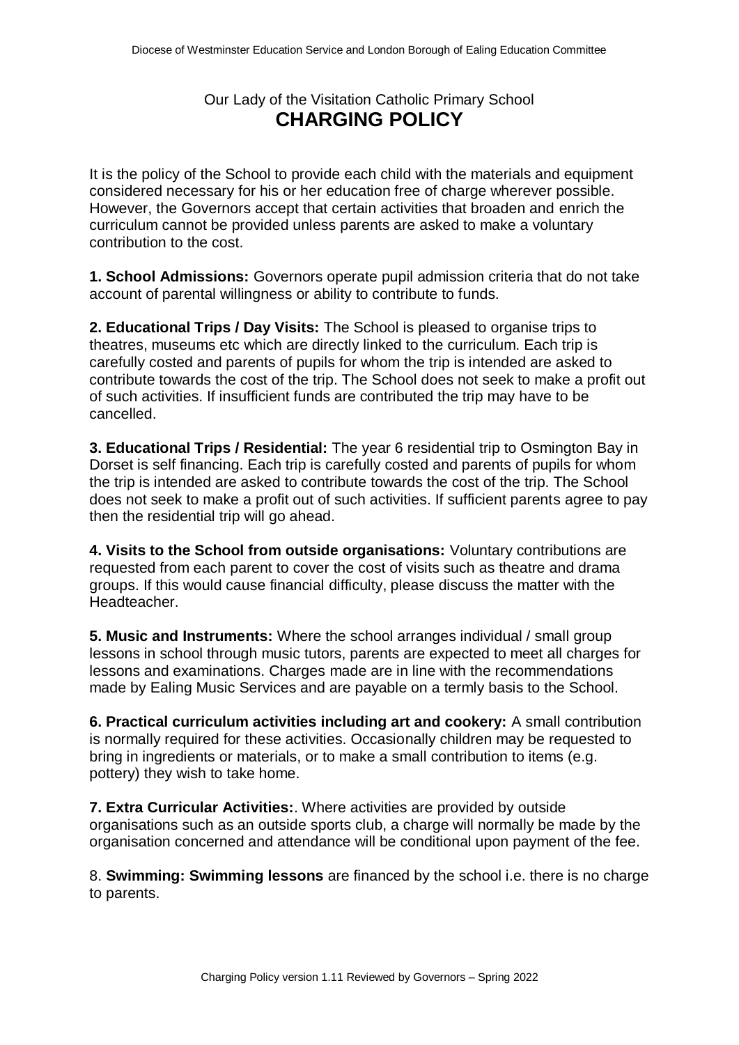Our Lady of the Visitation Catholic Primary School

# CHARGING POLICY

It is the policy of the School to provide each child with the materials and equipment considered necessary for his or her education free of charge wherever possible. However, the Governors accept that certain activities that broaden and enrich the curriculum cannot be provided unless parents are asked to make a voluntary contribution to the cost.

**1. School Admissions:** Governors operate pupil admission criteria that do not take account of parental willingness or ability to contribute to funds.

**2. Educational Trips / Day Visits:** The School is pleased to organise trips to theatres, museums etc which are directly linked to the curriculum. Each trip is carefully costed and parents of pupils for whom the trip is intended are asked to contribute towards the cost of the trip. The School does not seek to make a profit out of such activities. If insufficient funds are contributed the trip may have to be cancelled.

**3. Educational Trips / Residential:** The year 6 residential trip to Osmington Bay in Dorset is self financing. Each trip is carefully costed and parents of pupils for whom the trip is intended are asked to contribute towards the cost of the trip. The School does not seek to make a profit out of such activities. If sufficient parents agree to pay then the residential trip will go ahead.

**4. Visits to the School from outside organisations:** Voluntary contributions are requested from each parent to cover the cost of visits such as theatre and drama groups. If this would cause financial difficulty, please discuss the matter with the Headteacher.

**5. Music and Instruments:** Where the school arranges individual / small group lessons in school through music tutors, parents are expected to meet all charges for lessons and examinations. Charges made are in line with the recommendations made by Ealing Music Services and are payable on a termly basis to the School.

**6. Practical curriculum activities including art and cookery:** A small contribution is normally required for these activities. Occasionally children may be requested to bring in ingredients or materials, or to make a small contribution to items (e.g. pottery) they wish to take home.

**7. Extra Curricular Activities:**. Where activities are provided by outside organisations such as an outside sports club, a charge will normally be made by the organisation concerned and attendance will be conditional upon payment of the fee.

8. **Swimming: Swimming lessons** are financed by the school i.e. there is no charge to parents.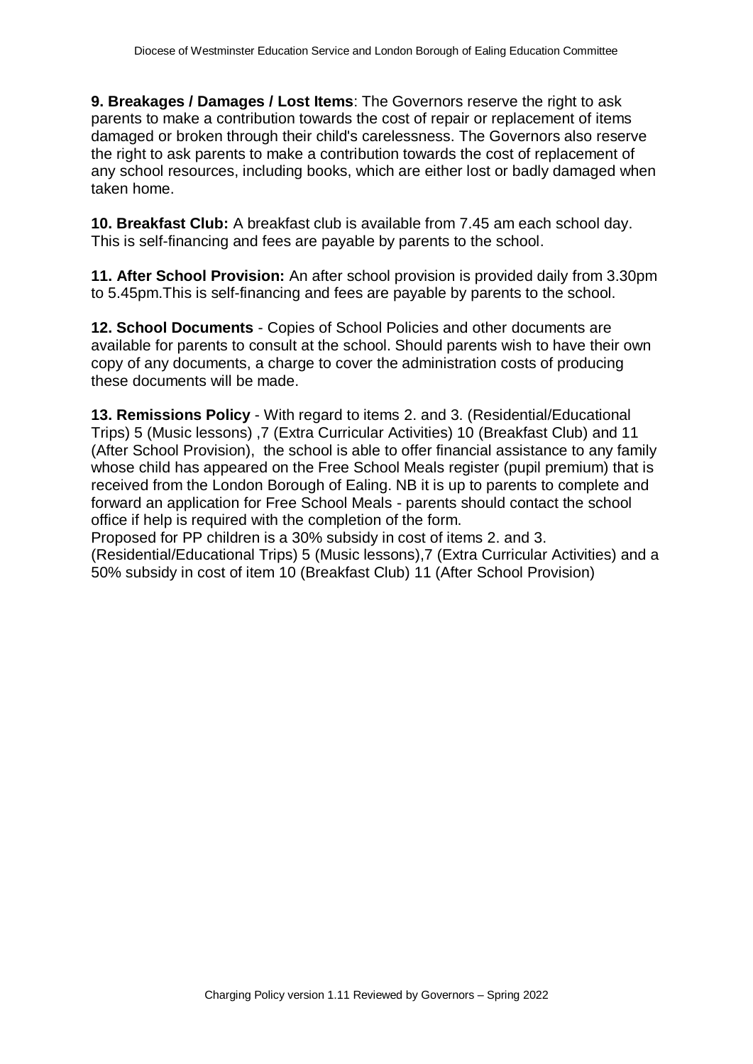**9. Breakages / Damages / Lost Items**: The Governors reserve the right to ask parents to make a contribution towards the cost of repair or replacement of items damaged or broken through their child's carelessness. The Governors also reserve the right to ask parents to make a contribution towards the cost of replacement of any school resources, including books, which are either lost or badly damaged when taken home.

**10. Breakfast Club:** A breakfast club is available from 7.45 am each school day. This is self-financing and fees are payable by parents to the school.

**11. After School Provision:** An after school provision is provided daily from 3.30pm to 5.45pm.This is self-financing and fees are payable by parents to the school.

**12. School Documents** - Copies of School Policies and other documents are available for parents to consult at the school. Should parents wish to have their own copy of any documents, a charge to cover the administration costs of producing these documents will be made.

**13. Remissions Policy** - With regard to items 2. and 3. (Residential/Educational Trips) 5 (Music lessons) ,7 (Extra Curricular Activities) 10 (Breakfast Club) and 11 (After School Provision), the school is able to offer financial assistance to any family whose child has appeared on the Free School Meals register (pupil premium) that is received from the London Borough of Ealing. NB it is up to parents to complete and forward an application for Free School Meals - parents should contact the school office if help is required with the completion of the form.
Proposed for PP children is a 30% subsidy in cost of items 2. and 3. (Residential/Educational Trips) 5 (Music lessons),7 (Extra Curricular Activities) and a 50% subsidy in cost of item 10 (Breakfast Club) 11 (After School Provision)